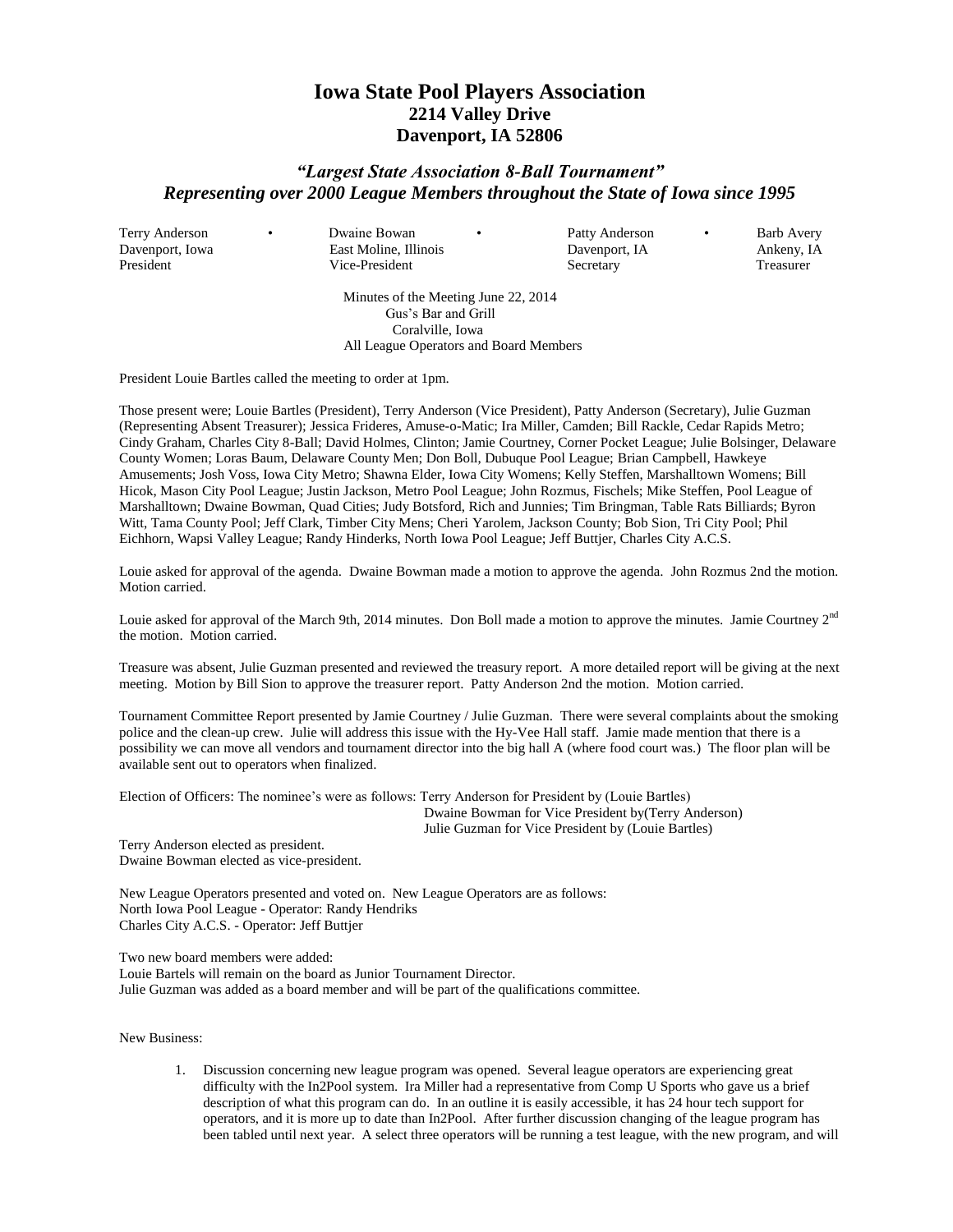# Iowa State Pool Players Association

## 2214 Valley Drive
## Davenport, IA 52806

### *"Largest State Association 8-Ball Tournament"*
### *Representing over 2000 League Members throughout the State of Iowa since 1995*

| Terry Anderson | • | Dwaine Bowan | • | Patty Anderson | • | Barb Avery |
|---|---|---|---|---|---|---|
| Davenport, Iowa | | East Moline, Illinois | | Davenport, IA | | Ankeny, IA |
| President | | Vice-President | | Secretary | | Treasurer |

Minutes of the Meeting June 22, 2014
Gus's Bar and Grill
Coralville, Iowa
All League Operators and Board Members

President Louie Bartles called the meeting to order at 1pm.

Those present were; Louie Bartles (President), Terry Anderson (Vice President), Patty Anderson (Secretary), Julie Guzman (Representing Absent Treasurer); Jessica Frideres, Amuse-o-Matic; Ira Miller, Camden; Bill Rackle, Cedar Rapids Metro; Cindy Graham, Charles City 8-Ball; David Holmes, Clinton; Jamie Courtney, Corner Pocket League; Julie Bolsinger, Delaware County Women; Loras Baum, Delaware County Men; Don Boll, Dubuque Pool League; Brian Campbell, Hawkeye Amusements; Josh Voss, Iowa City Metro; Shawna Elder, Iowa City Womens; Kelly Steffen, Marshalltown Womens; Bill Hicok, Mason City Pool League; Justin Jackson, Metro Pool League; John Rozmus, Fischels; Mike Steffen, Pool League of Marshalltown; Dwaine Bowman, Quad Cities; Judy Botsford, Rich and Junnies; Tim Bringman, Table Rats Billiards; Byron Witt, Tama County Pool; Jeff Clark, Timber City Mens; Cheri Yarolem, Jackson County; Bob Sion, Tri City Pool; Phil Eichhorn, Wapsi Valley League; Randy Hinderks, North Iowa Pool League; Jeff Buttjer, Charles City A.C.S.

Louie asked for approval of the agenda. Dwaine Bowman made a motion to approve the agenda. John Rozmus 2nd the motion. Motion carried.

Louie asked for approval of the March 9th, 2014 minutes. Don Boll made a motion to approve the minutes. Jamie Courtney 2nd the motion. Motion carried.

Treasure was absent, Julie Guzman presented and reviewed the treasury report. A more detailed report will be giving at the next meeting. Motion by Bill Sion to approve the treasurer report. Patty Anderson 2nd the motion. Motion carried.

Tournament Committee Report presented by Jamie Courtney / Julie Guzman. There were several complaints about the smoking police and the clean-up crew. Julie will address this issue with the Hy-Vee Hall staff. Jamie made mention that there is a possibility we can move all vendors and tournament director into the big hall A (where food court was.) The floor plan will be available sent out to operators when finalized.

Election of Officers: The nominee's were as follows: Terry Anderson for President by (Louie Bartles)
Dwaine Bowman for Vice President by(Terry Anderson)
Julie Guzman for Vice President by (Louie Bartles)

Terry Anderson elected as president.
Dwaine Bowman elected as vice-president.

New League Operators presented and voted on. New League Operators are as follows:
North Iowa Pool League - Operator: Randy Hendriks
Charles City A.C.S. - Operator: Jeff Buttjer

Two new board members were added:
Louie Bartels will remain on the board as Junior Tournament Director.
Julie Guzman was added as a board member and will be part of the qualifications committee.

New Business:

1. Discussion concerning new league program was opened. Several league operators are experiencing great difficulty with the In2Pool system. Ira Miller had a representative from Comp U Sports who gave us a brief description of what this program can do. In an outline it is easily accessible, it has 24 hour tech support for operators, and it is more up to date than In2Pool. After further discussion changing of the league program has been tabled until next year. A select three operators will be running a test league, with the new program, and will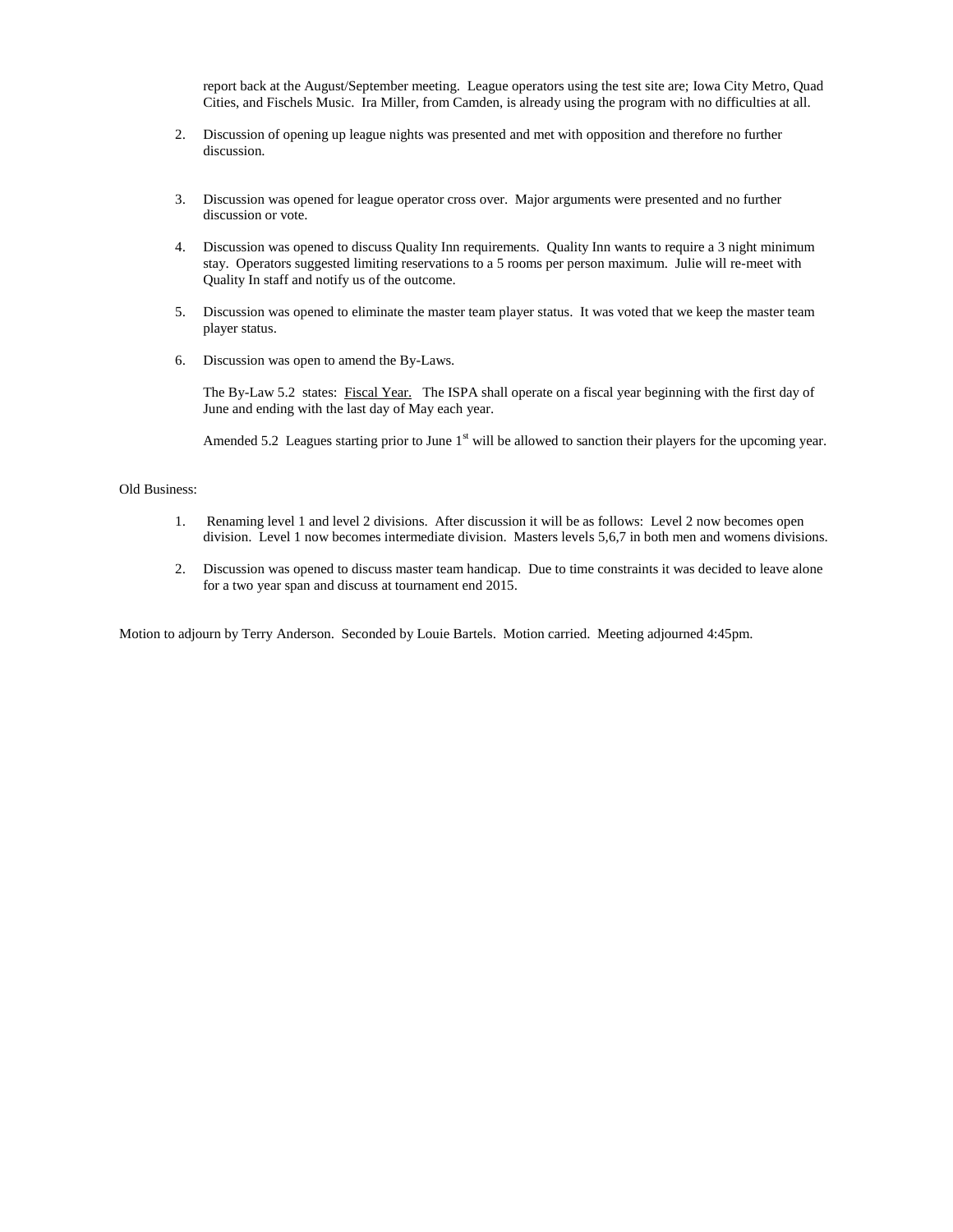report back at the August/September meeting. League operators using the test site are; Iowa City Metro, Quad Cities, and Fischels Music. Ira Miller, from Camden, is already using the program with no difficulties at all.

2. Discussion of opening up league nights was presented and met with opposition and therefore no further discussion.

3. Discussion was opened for league operator cross over. Major arguments were presented and no further discussion or vote.

4. Discussion was opened to discuss Quality Inn requirements. Quality Inn wants to require a 3 night minimum stay. Operators suggested limiting reservations to a 5 rooms per person maximum. Julie will re-meet with Quality In staff and notify us of the outcome.

5. Discussion was opened to eliminate the master team player status. It was voted that we keep the master team player status.

6. Discussion was open to amend the By-Laws.

   The By-Law 5.2 states: <u>Fiscal Year.</u> The ISPA shall operate on a fiscal year beginning with the first day of June and ending with the last day of May each year.

   Amended 5.2 Leagues starting prior to June 1st will be allowed to sanction their players for the upcoming year.

Old Business:

1. Renaming level 1 and level 2 divisions. After discussion it will be as follows: Level 2 now becomes open division. Level 1 now becomes intermediate division. Masters levels 5,6,7 in both men and womens divisions.

2. Discussion was opened to discuss master team handicap. Due to time constraints it was decided to leave alone for a two year span and discuss at tournament end 2015.

Motion to adjourn by Terry Anderson. Seconded by Louie Bartels. Motion carried. Meeting adjourned 4:45pm.